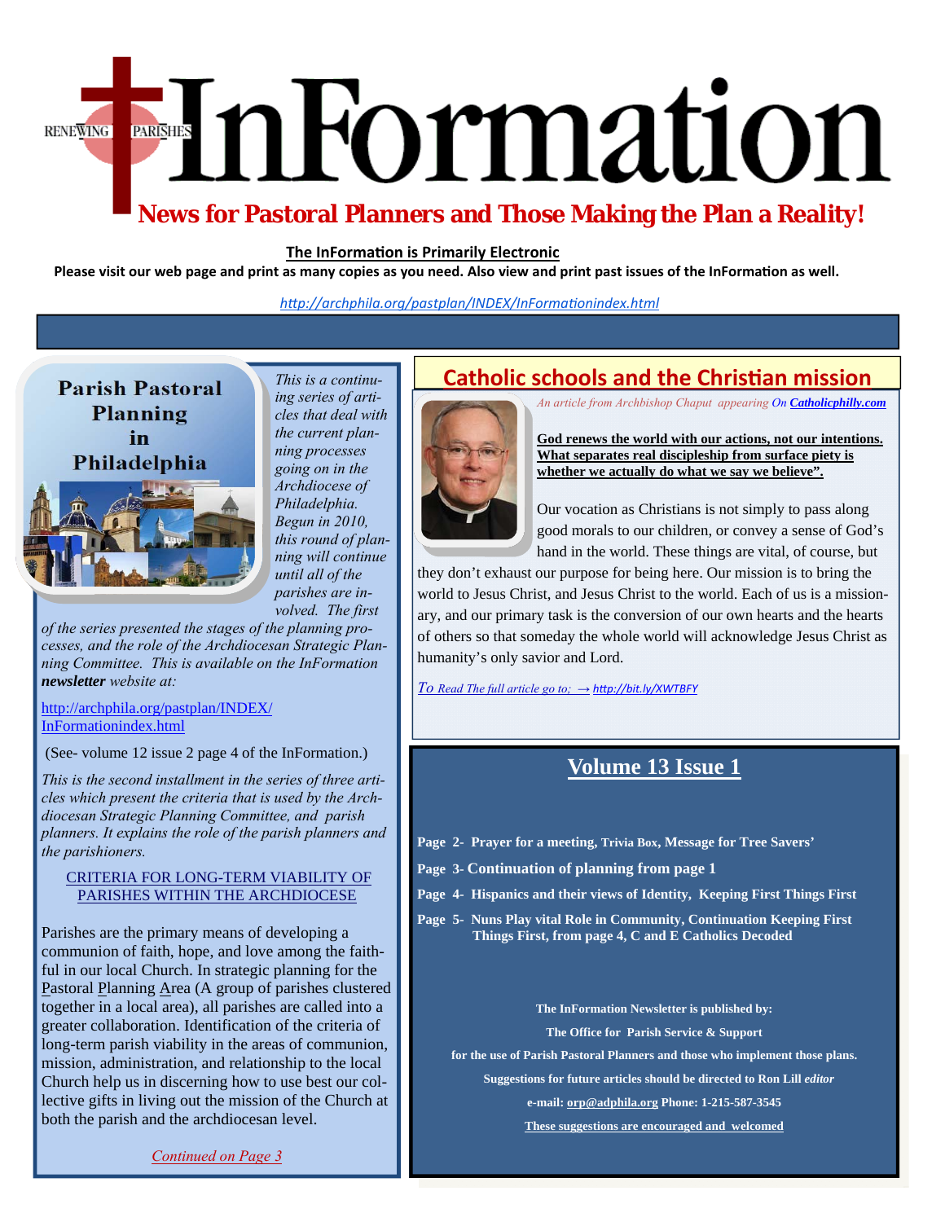# InFormation

RENEWING PARISHES

## News for Pastoral Planners and Those Making the Plan a Reality!

**The InFormation is Primarily Electronic**

**Please visit our web page and print as many copies as you need. Also view and print past issues of the InFormation as well.**

*http://archphila.org/pastplan/INDEX/InFormationindex.html*

## Parish Pastoral Planning in Philadelphia

*This is a continuing series of articles that deal with the current planning processes going on in the Archdiocese of Philadelphia. Begun in 2010, this round of planning will continue until all of the parishes are involved. The first of the series presented the stages of the planning processes, and the role of the Archdiocesan Strategic Planning Committee. This is available on the InFormation **newsletter** website at:*

http://archphila.org/pastplan/INDEX/InFormationindex.html

(See- volume 12 issue 2 page 4 of the InFormation.)

*This is the second installment in the series of three articles which present the criteria that is used by the Archdiocesan Strategic Planning Committee, and parish planners. It explains the role of the parish planners and the parishioners.*

CRITERIA FOR LONG-TERM VIABILITY OF PARISHES WITHIN THE ARCHDIOCESE

Parishes are the primary means of developing a communion of faith, hope, and love among the faithful in our local Church. In strategic planning for the Pastoral Planning Area (A group of parishes clustered together in a local area), all parishes are called into a greater collaboration. Identification of the criteria of long-term parish viability in the areas of communion, mission, administration, and relationship to the local Church help us in discerning how to use best our collective gifts in living out the mission of the Church at both the parish and the archdiocesan level.

*Continued on Page 3*

## Catholic schools and the Christian mission

*An article from Archbishop Chaput appearing On* ***Catholicphilly.com***

**God renews the world with our actions, not our intentions. What separates real discipleship from surface piety is whether we actually do what we say we believe".**

Our vocation as Christians is not simply to pass along good morals to our children, or convey a sense of God's hand in the world. These things are vital, of course, but they don't exhaust our purpose for being here. Our mission is to bring the world to Jesus Christ, and Jesus Christ to the world. Each of us is a missionary, and our primary task is the conversion of our own hearts and the hearts of others so that someday the whole world will acknowledge Jesus Christ as humanity's only savior and Lord.

*To Read The full article go to;* → http://bit.ly/XWTBFY

## Volume 13 Issue 1

**Page 2- Prayer for a meeting, Trivia Box, Message for Tree Savers'**

**Page 3- Continuation of planning from page 1**

**Page 4- Hispanics and their views of Identity, Keeping First Things First**

**Page 5- Nuns Play vital Role in Community, Continuation Keeping First Things First, from page 4, C and E Catholics Decoded**

**The InFormation Newsletter is published by:**

**The Office for Parish Service & Support**

**for the use of Parish Pastoral Planners and those who implement those plans.**

**Suggestions for future articles should be directed to Ron Lill *editor***

**e-mail: orp@adphila.org Phone: 1-215-587-3545**

**These suggestions are encouraged and welcomed**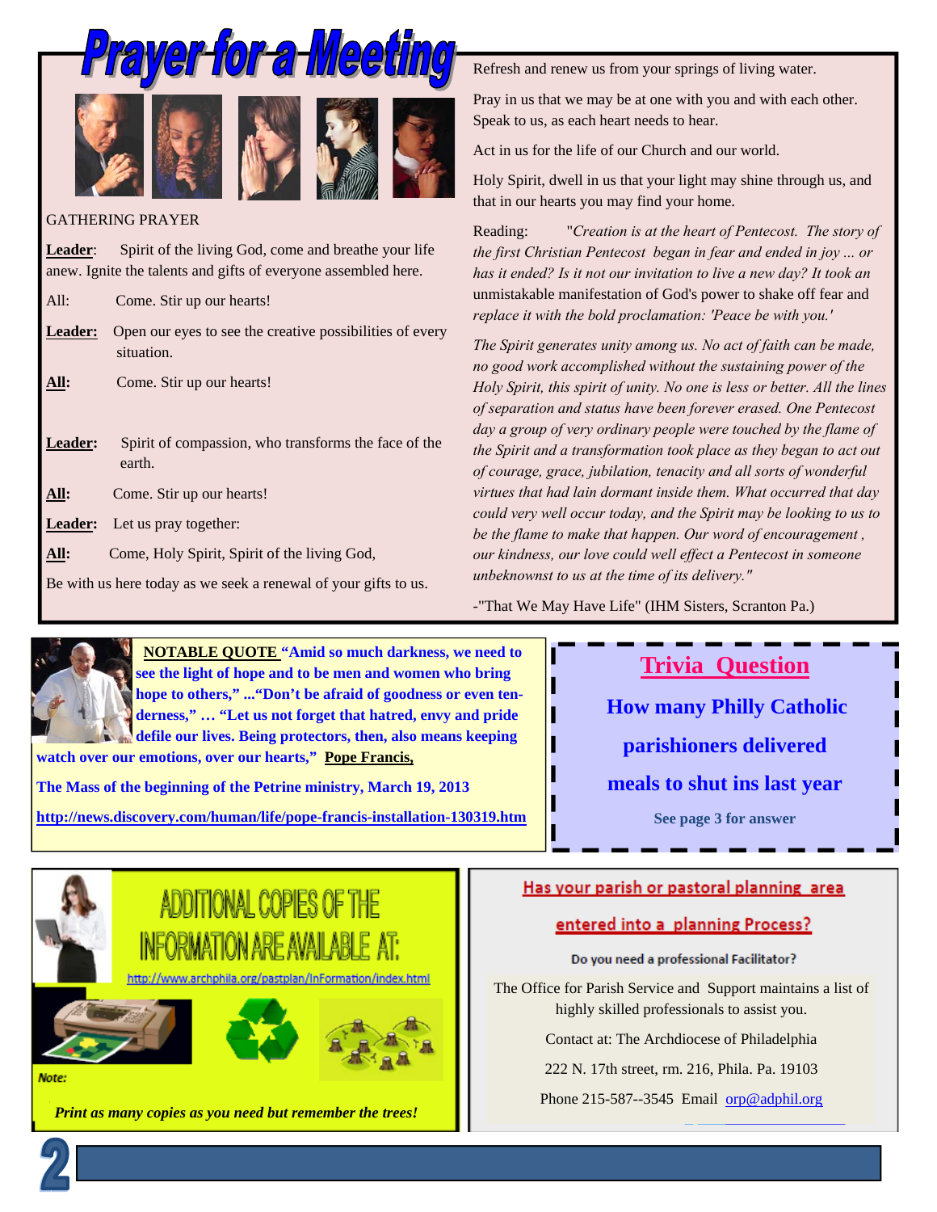# Prayer for a Meeting

GATHERING PRAYER

**Leader**: Spirit of the living God, come and breathe your life anew. Ignite the talents and gifts of everyone assembled here.

All: Come. Stir up our hearts!

**Leader:** Open our eyes to see the creative possibilities of every situation.

**All:** Come. Stir up our hearts!

**Leader:** Spirit of compassion, who transforms the face of the earth.

**All:** Come. Stir up our hearts!

**Leader:** Let us pray together:

**All:** Come, Holy Spirit, Spirit of the living God,

Be with us here today as we seek a renewal of your gifts to us.

Refresh and renew us from your springs of living water.

Pray in us that we may be at one with you and with each other. Speak to us, as each heart needs to hear.

Act in us for the life of our Church and our world.

Holy Spirit, dwell in us that your light may shine through us, and that in our hearts you may find your home.

Reading: *"Creation is at the heart of Pentecost. The story of the first Christian Pentecost began in fear and ended in joy ... or has it ended? Is it not our invitation to live a new day? It took an* unmistakable manifestation of God's power to shake off fear and *replace it with the bold proclamation: 'Peace be with you.'*

*The Spirit generates unity among us. No act of faith can be made, no good work accomplished without the sustaining power of the Holy Spirit, this spirit of unity. No one is less or better. All the lines of separation and status have been forever erased. One Pentecost day a group of very ordinary people were touched by the flame of the Spirit and a transformation took place as they began to act out of courage, grace, jubilation, tenacity and all sorts of wonderful virtues that had lain dormant inside them. What occurred that day could very well occur today, and the Spirit may be looking to us to be the flame to make that happen. Our word of encouragement , our kindness, our love could well effect a Pentecost in someone unbeknownst to us at the time of its delivery."*

-"That We May Have Life" (IHM Sisters, Scranton Pa.)

**NOTABLE QUOTE "Amid so much darkness, we need to see the light of hope and to be men and women who bring hope to others," ..."Don't be afraid of goodness or even tenderness," … "Let us not forget that hatred, envy and pride defile our lives. Being protectors, then, also means keeping watch over our emotions, over our hearts," Pope Francis,**

**The Mass of the beginning of the Petrine ministry, March 19, 2013**

**http://news.discovery.com/human/life/pope-francis-installation-130319.htm**

## Trivia Question

**How many Philly Catholic parishioners delivered meals to shut ins last year**

**See page 3 for answer**

## ADDITIONAL COPIES OF THE INFORMATION ARE AVAILABLE AT:

http://www.archphila.org/pastplan/InFormation/index.html

*Note:*

***Print as many copies as you need but remember the trees!***

## Has your parish or pastoral planning area entered into a planning Process?

**Do you need a professional Facilitator?**

The Office for Parish Service and Support maintains a list of highly skilled professionals to assist you.

Contact at: The Archdiocese of Philadelphia

222 N. 17th street, rm. 216, Phila. Pa. 19103

Phone 215-587--3545 Email orp@adphil.org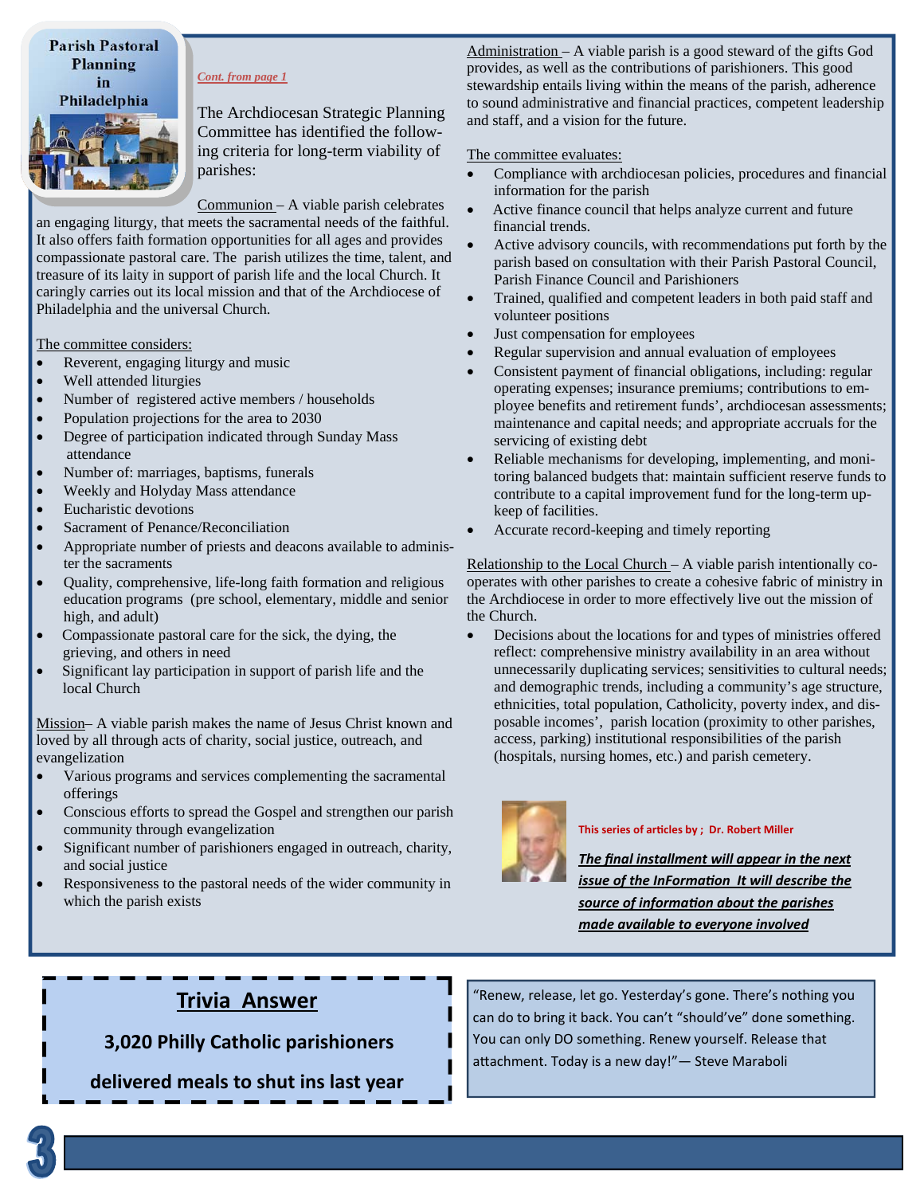## Parish Pastoral Planning in Philadelphia

*Cont. from page 1*

The Archdiocesan Strategic Planning Committee has identified the following criteria for long-term viability of parishes:

Communion – A viable parish celebrates an engaging liturgy, that meets the sacramental needs of the faithful. It also offers faith formation opportunities for all ages and provides compassionate pastoral care. The parish utilizes the time, talent, and treasure of its laity in support of parish life and the local Church. It caringly carries out its local mission and that of the Archdiocese of Philadelphia and the universal Church.

The committee considers:

- Reverent, engaging liturgy and music
- Well attended liturgies
- Number of registered active members / households
- Population projections for the area to 2030
- Degree of participation indicated through Sunday Mass attendance
- Number of: marriages, baptisms, funerals
- Weekly and Holyday Mass attendance
- Eucharistic devotions
- Sacrament of Penance/Reconciliation
- Appropriate number of priests and deacons available to administer the sacraments
- Quality, comprehensive, life-long faith formation and religious education programs (pre school, elementary, middle and senior high, and adult)
- Compassionate pastoral care for the sick, the dying, the grieving, and others in need
- Significant lay participation in support of parish life and the local Church

Mission– A viable parish makes the name of Jesus Christ known and loved by all through acts of charity, social justice, outreach, and evangelization

- Various programs and services complementing the sacramental offerings
- Conscious efforts to spread the Gospel and strengthen our parish community through evangelization
- Significant number of parishioners engaged in outreach, charity, and social justice
- Responsiveness to the pastoral needs of the wider community in which the parish exists

Administration – A viable parish is a good steward of the gifts God provides, as well as the contributions of parishioners. This good stewardship entails living within the means of the parish, adherence to sound administrative and financial practices, competent leadership and staff, and a vision for the future.

The committee evaluates:

- Compliance with archdiocesan policies, procedures and financial information for the parish
- Active finance council that helps analyze current and future financial trends.
- Active advisory councils, with recommendations put forth by the parish based on consultation with their Parish Pastoral Council, Parish Finance Council and Parishioners
- Trained, qualified and competent leaders in both paid staff and volunteer positions
- Just compensation for employees
- Regular supervision and annual evaluation of employees
- Consistent payment of financial obligations, including: regular operating expenses; insurance premiums; contributions to employee benefits and retirement funds', archdiocesan assessments; maintenance and capital needs; and appropriate accruals for the servicing of existing debt
- Reliable mechanisms for developing, implementing, and monitoring balanced budgets that: maintain sufficient reserve funds to contribute to a capital improvement fund for the long-term upkeep of facilities.
- Accurate record-keeping and timely reporting

Relationship to the Local Church – A viable parish intentionally co-operates with other parishes to create a cohesive fabric of ministry in the Archdiocese in order to more effectively live out the mission of the Church.

- Decisions about the locations for and types of ministries offered reflect: comprehensive ministry availability in an area without unnecessarily duplicating services; sensitivities to cultural needs; and demographic trends, including a community's age structure, ethnicities, total population, Catholicity, poverty index, and disposable incomes', parish location (proximity to other parishes, access, parking) institutional responsibilities of the parish (hospitals, nursing homes, etc.) and parish cemetery.

This series of articles by ; Dr. Robert Miller

***The final installment will appear in the next issue of the InFormation It will describe the source of information about the parishes made available to everyone involved***

## Trivia Answer

**3,020 Philly Catholic parishioners delivered meals to shut ins last year**

"Renew, release, let go. Yesterday's gone. There's nothing you can do to bring it back. You can't "should've" done something. You can only DO something. Renew yourself. Release that attachment. Today is a new day!"— Steve Maraboli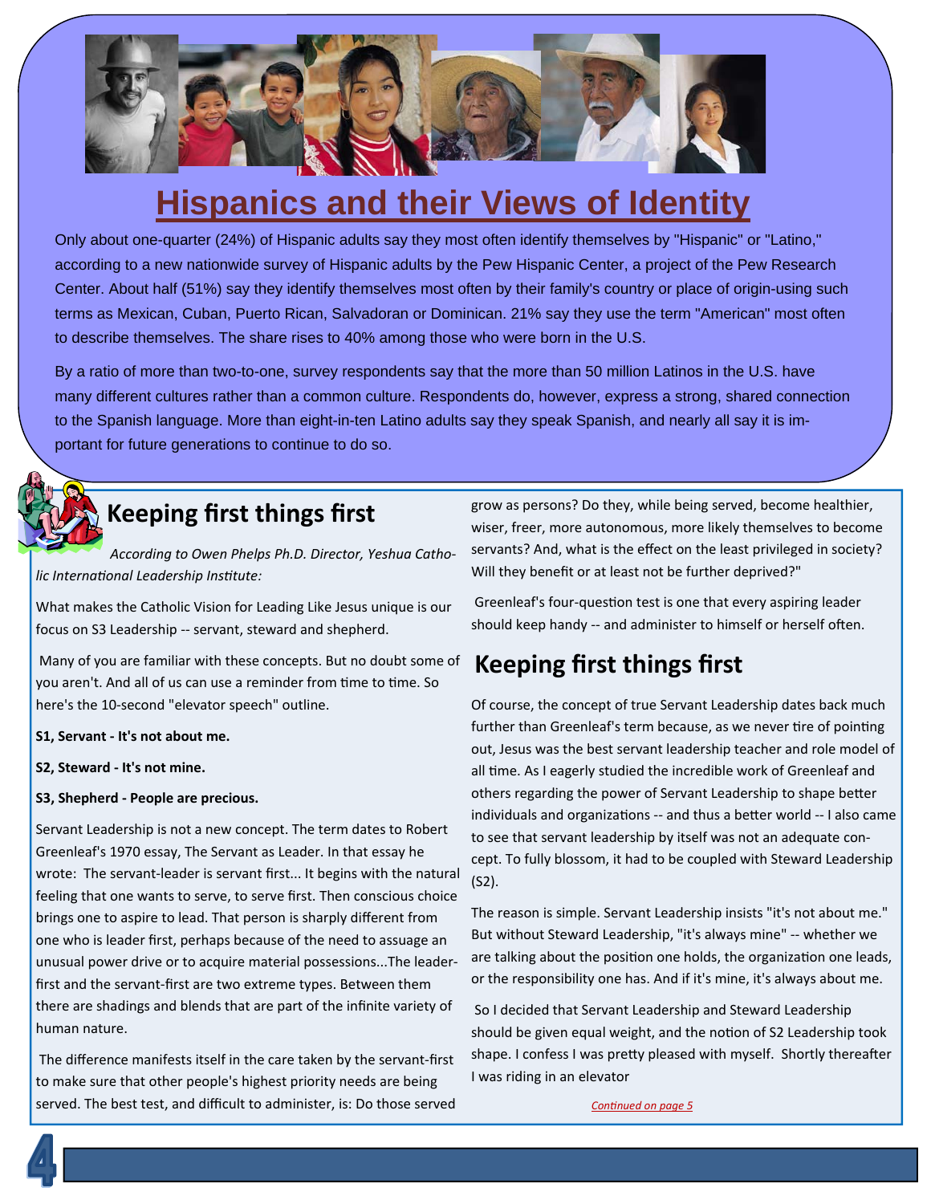# Hispanics and their Views of Identity

Only about one-quarter (24%) of Hispanic adults say they most often identify themselves by "Hispanic" or "Latino," according to a new nationwide survey of Hispanic adults by the Pew Hispanic Center, a project of the Pew Research Center. About half (51%) say they identify themselves most often by their family's country or place of origin-using such terms as Mexican, Cuban, Puerto Rican, Salvadoran or Dominican. 21% say they use the term "American" most often to describe themselves. The share rises to 40% among those who were born in the U.S.

By a ratio of more than two-to-one, survey respondents say that the more than 50 million Latinos in the U.S. have many different cultures rather than a common culture. Respondents do, however, express a strong, shared connection to the Spanish language. More than eight-in-ten Latino adults say they speak Spanish, and nearly all say it is important for future generations to continue to do so.

## Keeping first things first

*According to Owen Phelps Ph.D. Director, Yeshua Catholic International Leadership Institute:*

What makes the Catholic Vision for Leading Like Jesus unique is our focus on S3 Leadership -- servant, steward and shepherd.

Many of you are familiar with these concepts. But no doubt some of you aren't. And all of us can use a reminder from time to time. So here's the 10-second "elevator speech" outline.

**S1, Servant - It's not about me.**

**S2, Steward - It's not mine.**

**S3, Shepherd - People are precious.**

Servant Leadership is not a new concept. The term dates to Robert Greenleaf's 1970 essay, The Servant as Leader. In that essay he wrote: The servant-leader is servant first... It begins with the natural feeling that one wants to serve, to serve first. Then conscious choice brings one to aspire to lead. That person is sharply different from one who is leader first, perhaps because of the need to assuage an unusual power drive or to acquire material possessions...The leader-first and the servant-first are two extreme types. Between them there are shadings and blends that are part of the infinite variety of human nature.

The difference manifests itself in the care taken by the servant-first to make sure that other people's highest priority needs are being served. The best test, and difficult to administer, is: Do those served grow as persons? Do they, while being served, become healthier, wiser, freer, more autonomous, more likely themselves to become servants? And, what is the effect on the least privileged in society? Will they benefit or at least not be further deprived?"

Greenleaf's four-question test is one that every aspiring leader should keep handy -- and administer to himself or herself often.

## Keeping first things first

Of course, the concept of true Servant Leadership dates back much further than Greenleaf's term because, as we never tire of pointing out, Jesus was the best servant leadership teacher and role model of all time. As I eagerly studied the incredible work of Greenleaf and others regarding the power of Servant Leadership to shape better individuals and organizations -- and thus a better world -- I also came to see that servant leadership by itself was not an adequate concept. To fully blossom, it had to be coupled with Steward Leadership (S2).

The reason is simple. Servant Leadership insists "it's not about me." But without Steward Leadership, "it's always mine" -- whether we are talking about the position one holds, the organization one leads, or the responsibility one has. And if it's mine, it's always about me.

So I decided that Servant Leadership and Steward Leadership should be given equal weight, and the notion of S2 Leadership took shape. I confess I was pretty pleased with myself. Shortly thereafter I was riding in an elevator

*Continued on page 5*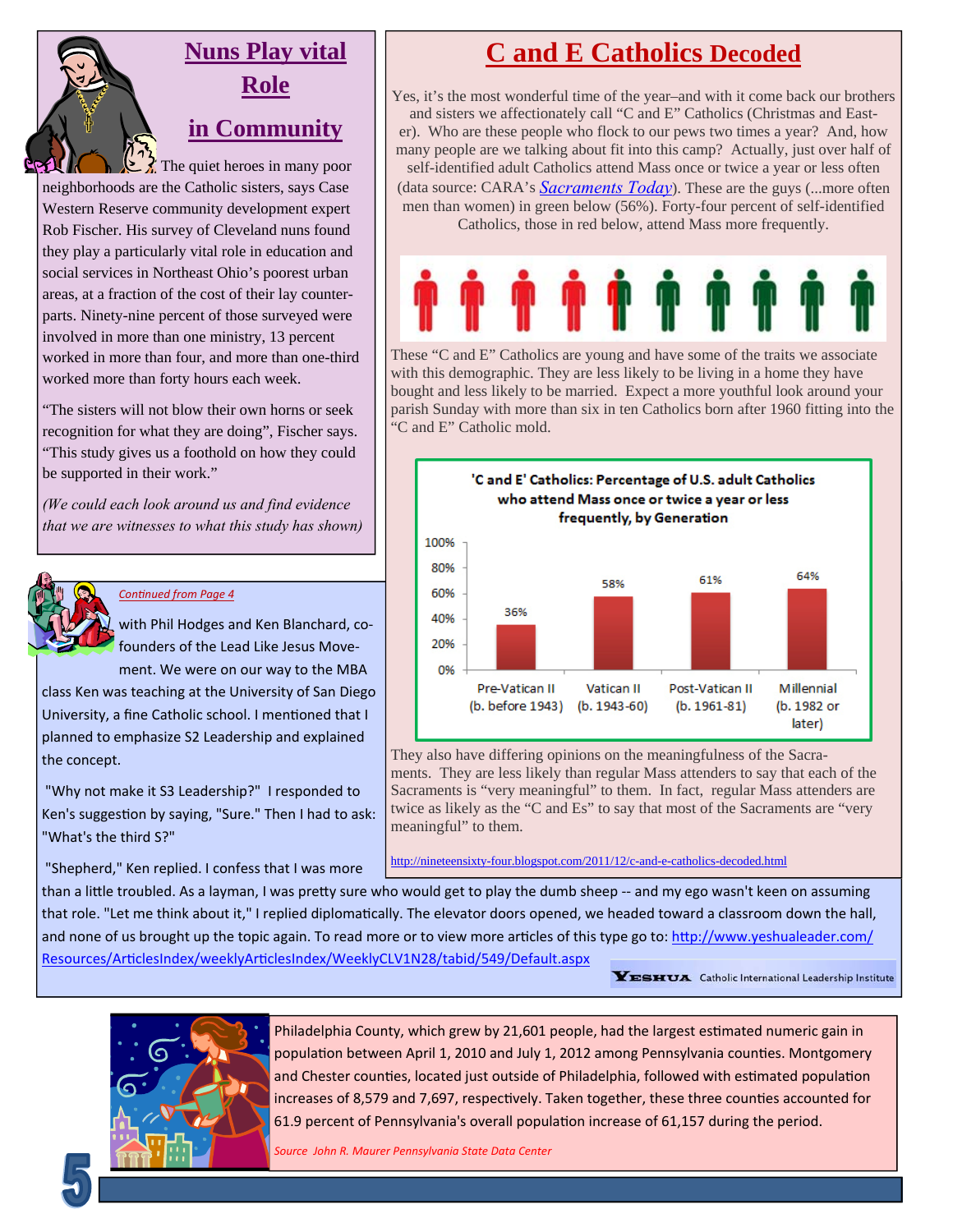## Nuns Play vital Role in Community

The quiet heroes in many poor neighborhoods are the Catholic sisters, says Case Western Reserve community development expert Rob Fischer. His survey of Cleveland nuns found they play a particularly vital role in education and social services in Northeast Ohio's poorest urban areas, at a fraction of the cost of their lay counterparts. Ninety-nine percent of those surveyed were involved in more than one ministry, 13 percent worked in more than four, and more than one-third worked more than forty hours each week.

"The sisters will not blow their own horns or seek recognition for what they are doing", Fischer says. "This study gives us a foothold on how they could be supported in their work."

*(We could each look around us and find evidence that we are witnesses to what this study has shown)*

## C and E Catholics Decoded

Yes, it's the most wonderful time of the year–and with it come back our brothers and sisters we affectionately call "C and E" Catholics (Christmas and Easter). Who are these people who flock to our pews two times a year? And, how many people are we talking about fit into this camp? Actually, just over half of self-identified adult Catholics attend Mass once or twice a year or less often (data source: CARA's *Sacraments Today*). These are the guys (...more often men than women) in green below (56%). Forty-four percent of self-identified Catholics, those in red below, attend Mass more frequently.

These "C and E" Catholics are young and have some of the traits we associate with this demographic. They are less likely to be living in a home they have bought and less likely to be married. Expect a more youthful look around your parish Sunday with more than six in ten Catholics born after 1960 fitting into the "C and E" Catholic mold.

**'C and E' Catholics: Percentage of U.S. adult Catholics who attend Mass once or twice a year or less frequently, by Generation**

100%
80%
60%
40%
20%
0%

36%
58%
61%
64%

Pre-Vatican II (b. before 1943)
Vatican II (b. 1943-60)
Post-Vatican II (b. 1961-81)
Millennial (b. 1982 or later)

They also have differing opinions on the meaningfulness of the Sacraments. They are less likely than regular Mass attenders to say that each of the Sacraments is "very meaningful" to them. In fact, regular Mass attenders are twice as likely as the "C and Es" to say that most of the Sacraments are "very meaningful" to them.

http://nineteensixty-four.blogspot.com/2011/12/c-and-e-catholics-decoded.html

---

*Continued from Page 4*

with Phil Hodges and Ken Blanchard, co-founders of the Lead Like Jesus Movement. We were on our way to the MBA class Ken was teaching at the University of San Diego University, a fine Catholic school. I mentioned that I planned to emphasize S2 Leadership and explained the concept.

"Why not make it S3 Leadership?" I responded to Ken's suggestion by saying, "Sure." Then I had to ask: "What's the third S?"

"Shepherd," Ken replied. I confess that I was more than a little troubled. As a layman, I was pretty sure who would get to play the dumb sheep -- and my ego wasn't keen on assuming that role. "Let me think about it," I replied diplomatically. The elevator doors opened, we headed toward a classroom down the hall, and none of us brought up the topic again. To read more or to view more articles of this type go to: http://www.yeshualeader.com/Resources/ArticlesIndex/weeklyArticlesIndex/WeeklyCLV1N28/tabid/549/Default.aspx

YESHUA Catholic International Leadership Institute

---

Philadelphia County, which grew by 21,601 people, had the largest estimated numeric gain in population between April 1, 2010 and July 1, 2012 among Pennsylvania counties. Montgomery and Chester counties, located just outside of Philadelphia, followed with estimated population increases of 8,579 and 7,697, respectively. Taken together, these three counties accounted for 61.9 percent of Pennsylvania's overall population increase of 61,157 during the period.

*Source John R. Maurer Pennsylvania State Data Center*